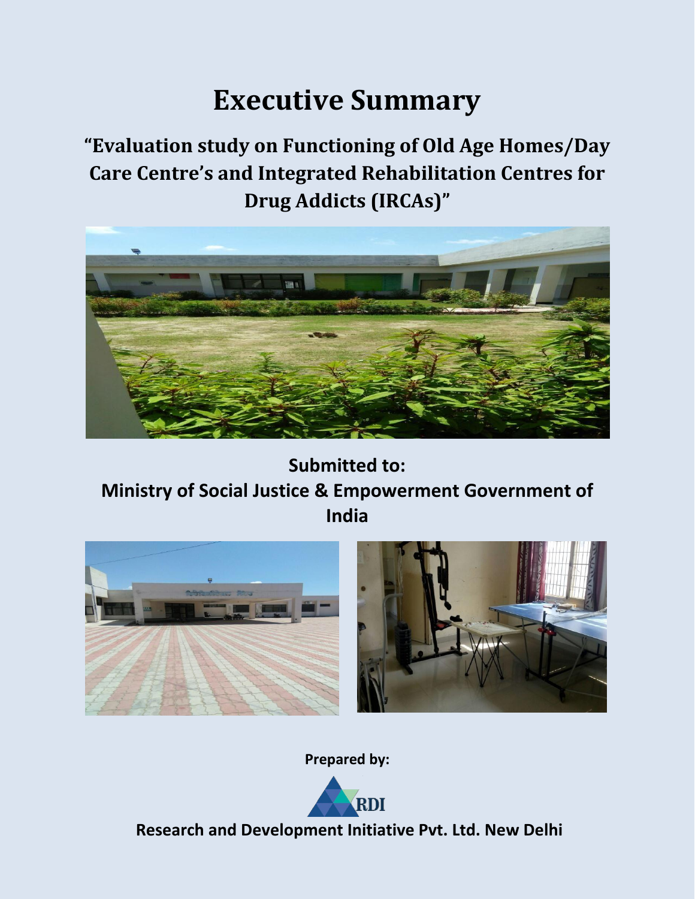# Executive Summary

## "Evaluation study on Functioning of Old Age Homes/Day Care Centre's and Integrated Rehabilitation Centres for Drug Addicts (IRCAs)"

**Submitted to:**

**Ministry of Social Justice & Empowerment Government of India**

**Prepared by:**

RDI

**Research and Development Initiative Pvt. Ltd. New Delhi**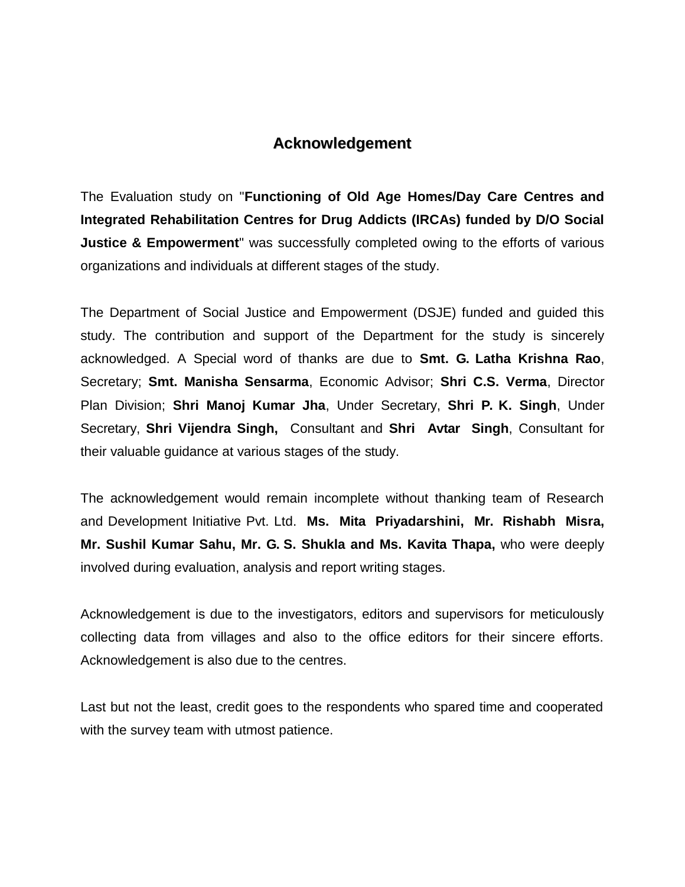# Acknowledgement

The Evaluation study on "**Functioning of Old Age Homes/Day Care Centres and Integrated Rehabilitation Centres for Drug Addicts (IRCAs) funded by D/O Social Justice & Empowerment**" was successfully completed owing to the efforts of various organizations and individuals at different stages of the study.

The Department of Social Justice and Empowerment (DSJE) funded and guided this study. The contribution and support of the Department for the study is sincerely acknowledged. A Special word of thanks are due to **Smt. G. Latha Krishna Rao**, Secretary; **Smt. Manisha Sensarma**, Economic Advisor; **Shri C.S. Verma**, Director Plan Division; **Shri Manoj Kumar Jha**, Under Secretary, **Shri P. K. Singh**, Under Secretary, **Shri Vijendra Singh,** Consultant and **Shri Avtar Singh**, Consultant for their valuable guidance at various stages of the study.

The acknowledgement would remain incomplete without thanking team of Research and Development Initiative Pvt. Ltd. **Ms. Mita Priyadarshini, Mr. Rishabh Misra, Mr. Sushil Kumar Sahu, Mr. G. S. Shukla and Ms. Kavita Thapa,** who were deeply involved during evaluation, analysis and report writing stages.

Acknowledgement is due to the investigators, editors and supervisors for meticulously collecting data from villages and also to the office editors for their sincere efforts. Acknowledgement is also due to the centres.

Last but not the least, credit goes to the respondents who spared time and cooperated with the survey team with utmost patience.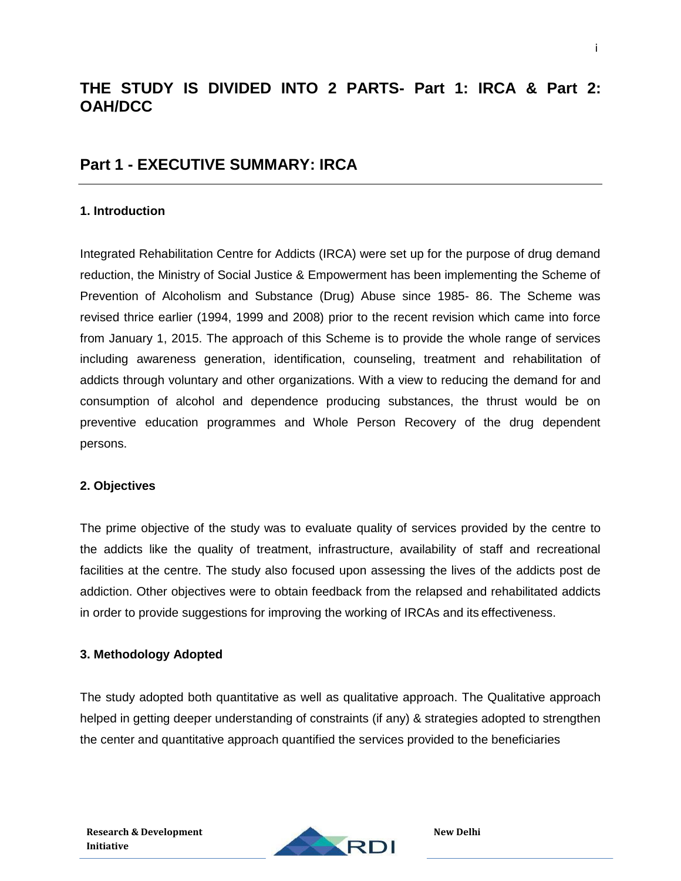## THE STUDY IS DIVIDED INTO 2 PARTS- Part 1: IRCA & Part 2: OAH/DCC

## Part 1 - EXECUTIVE SUMMARY: IRCA

### 1. Introduction

Integrated Rehabilitation Centre for Addicts (IRCA) were set up for the purpose of drug demand reduction, the Ministry of Social Justice & Empowerment has been implementing the Scheme of Prevention of Alcoholism and Substance (Drug) Abuse since 1985- 86. The Scheme was revised thrice earlier (1994, 1999 and 2008) prior to the recent revision which came into force from January 1, 2015. The approach of this Scheme is to provide the whole range of services including awareness generation, identification, counseling, treatment and rehabilitation of addicts through voluntary and other organizations. With a view to reducing the demand for and consumption of alcohol and dependence producing substances, the thrust would be on preventive education programmes and Whole Person Recovery of the drug dependent persons.

### 2. Objectives

The prime objective of the study was to evaluate quality of services provided by the centre to the addicts like the quality of treatment, infrastructure, availability of staff and recreational facilities at the centre. The study also focused upon assessing the lives of the addicts post de addiction. Other objectives were to obtain feedback from the relapsed and rehabilitated addicts in order to provide suggestions for improving the working of IRCAs and its effectiveness.

### 3. Methodology Adopted

The study adopted both quantitative as well as qualitative approach. The Qualitative approach helped in getting deeper understanding of constraints (if any) & strategies adopted to strengthen the center and quantitative approach quantified the services provided to the beneficiaries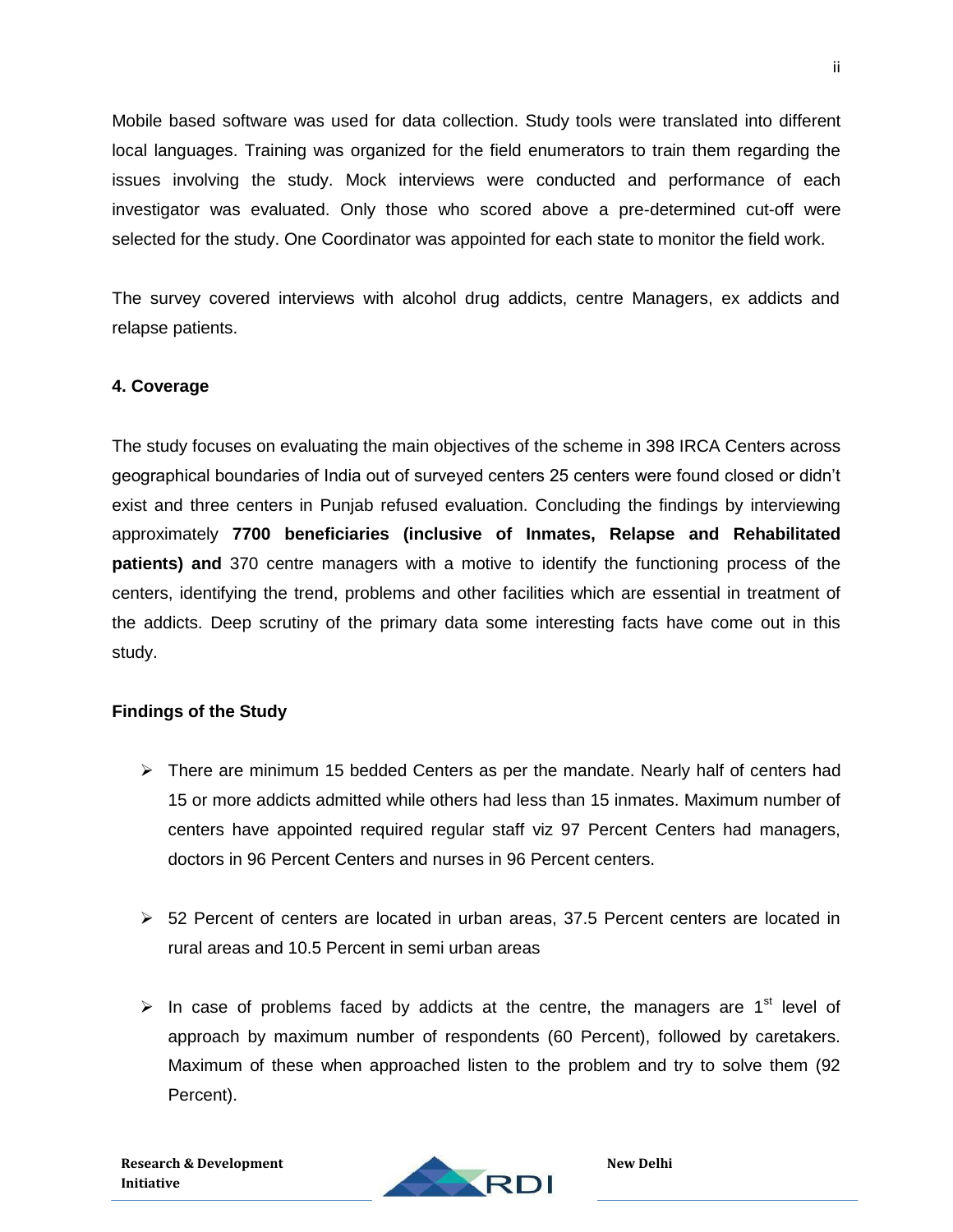Mobile based software was used for data collection. Study tools were translated into different local languages. Training was organized for the field enumerators to train them regarding the issues involving the study. Mock interviews were conducted and performance of each investigator was evaluated. Only those who scored above a pre-determined cut-off were selected for the study. One Coordinator was appointed for each state to monitor the field work.

The survey covered interviews with alcohol drug addicts, centre Managers, ex addicts and relapse patients.

### 4. Coverage

The study focuses on evaluating the main objectives of the scheme in 398 IRCA Centers across geographical boundaries of India out of surveyed centers 25 centers were found closed or didn't exist and three centers in Punjab refused evaluation. Concluding the findings by interviewing approximately **7700 beneficiaries (inclusive of Inmates, Relapse and Rehabilitated patients) and** 370 centre managers with a motive to identify the functioning process of the centers, identifying the trend, problems and other facilities which are essential in treatment of the addicts. Deep scrutiny of the primary data some interesting facts have come out in this study.

### Findings of the Study

- There are minimum 15 bedded Centers as per the mandate. Nearly half of centers had 15 or more addicts admitted while others had less than 15 inmates. Maximum number of centers have appointed required regular staff viz 97 Percent Centers had managers, doctors in 96 Percent Centers and nurses in 96 Percent centers.

- 52 Percent of centers are located in urban areas, 37.5 Percent centers are located in rural areas and 10.5 Percent in semi urban areas

- In case of problems faced by addicts at the centre, the managers are 1st level of approach by maximum number of respondents (60 Percent), followed by caretakers. Maximum of these when approached listen to the problem and try to solve them (92 Percent).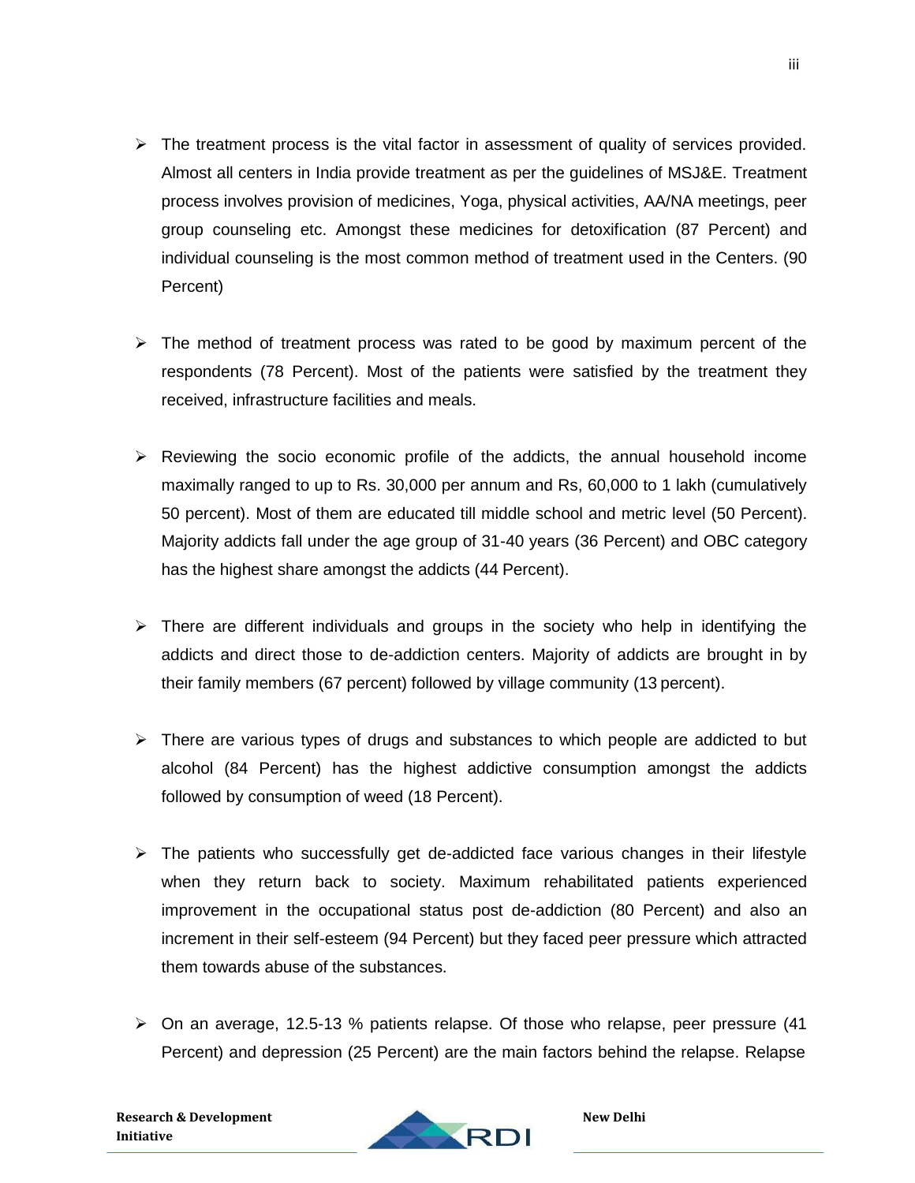- The treatment process is the vital factor in assessment of quality of services provided. Almost all centers in India provide treatment as per the guidelines of MSJ&E. Treatment process involves provision of medicines, Yoga, physical activities, AA/NA meetings, peer group counseling etc. Amongst these medicines for detoxification (87 Percent) and individual counseling is the most common method of treatment used in the Centers. (90 Percent)

- The method of treatment process was rated to be good by maximum percent of the respondents (78 Percent). Most of the patients were satisfied by the treatment they received, infrastructure facilities and meals.

- Reviewing the socio economic profile of the addicts, the annual household income maximally ranged to up to Rs. 30,000 per annum and Rs, 60,000 to 1 lakh (cumulatively 50 percent). Most of them are educated till middle school and metric level (50 Percent). Majority addicts fall under the age group of 31-40 years (36 Percent) and OBC category has the highest share amongst the addicts (44 Percent).

- There are different individuals and groups in the society who help in identifying the addicts and direct those to de-addiction centers. Majority of addicts are brought in by their family members (67 percent) followed by village community (13 percent).

- There are various types of drugs and substances to which people are addicted to but alcohol (84 Percent) has the highest addictive consumption amongst the addicts followed by consumption of weed (18 Percent).

- The patients who successfully get de-addicted face various changes in their lifestyle when they return back to society. Maximum rehabilitated patients experienced improvement in the occupational status post de-addiction (80 Percent) and also an increment in their self-esteem (94 Percent) but they faced peer pressure which attracted them towards abuse of the substances.

- On an average, 12.5-13 % patients relapse. Of those who relapse, peer pressure (41 Percent) and depression (25 Percent) are the main factors behind the relapse. Relapse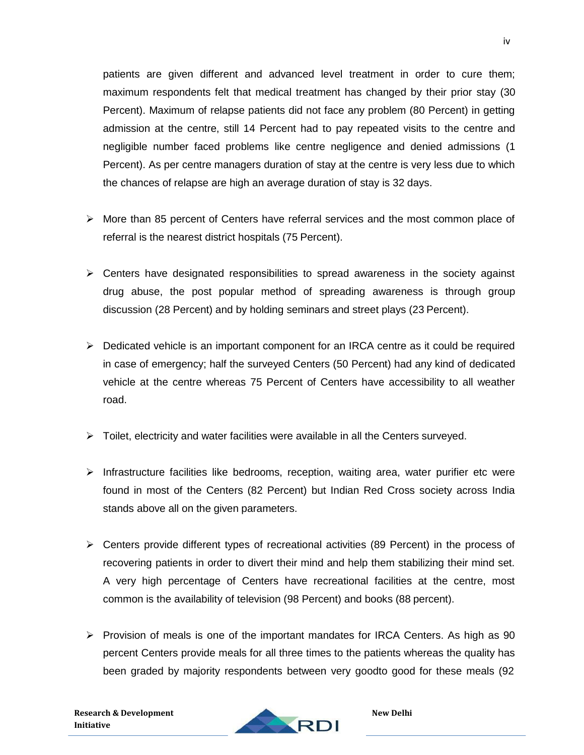patients are given different and advanced level treatment in order to cure them; maximum respondents felt that medical treatment has changed by their prior stay (30 Percent). Maximum of relapse patients did not face any problem (80 Percent) in getting admission at the centre, still 14 Percent had to pay repeated visits to the centre and negligible number faced problems like centre negligence and denied admissions (1 Percent). As per centre managers duration of stay at the centre is very less due to which the chances of relapse are high an average duration of stay is 32 days.

- More than 85 percent of Centers have referral services and the most common place of referral is the nearest district hospitals (75 Percent).

- Centers have designated responsibilities to spread awareness in the society against drug abuse, the post popular method of spreading awareness is through group discussion (28 Percent) and by holding seminars and street plays (23 Percent).

- Dedicated vehicle is an important component for an IRCA centre as it could be required in case of emergency; half the surveyed Centers (50 Percent) had any kind of dedicated vehicle at the centre whereas 75 Percent of Centers have accessibility to all weather road.

- Toilet, electricity and water facilities were available in all the Centers surveyed.

- Infrastructure facilities like bedrooms, reception, waiting area, water purifier etc were found in most of the Centers (82 Percent) but Indian Red Cross society across India stands above all on the given parameters.

- Centers provide different types of recreational activities (89 Percent) in the process of recovering patients in order to divert their mind and help them stabilizing their mind set. A very high percentage of Centers have recreational facilities at the centre, most common is the availability of television (98 Percent) and books (88 percent).

- Provision of meals is one of the important mandates for IRCA Centers. As high as 90 percent Centers provide meals for all three times to the patients whereas the quality has been graded by majority respondents between very goodto good for these meals (92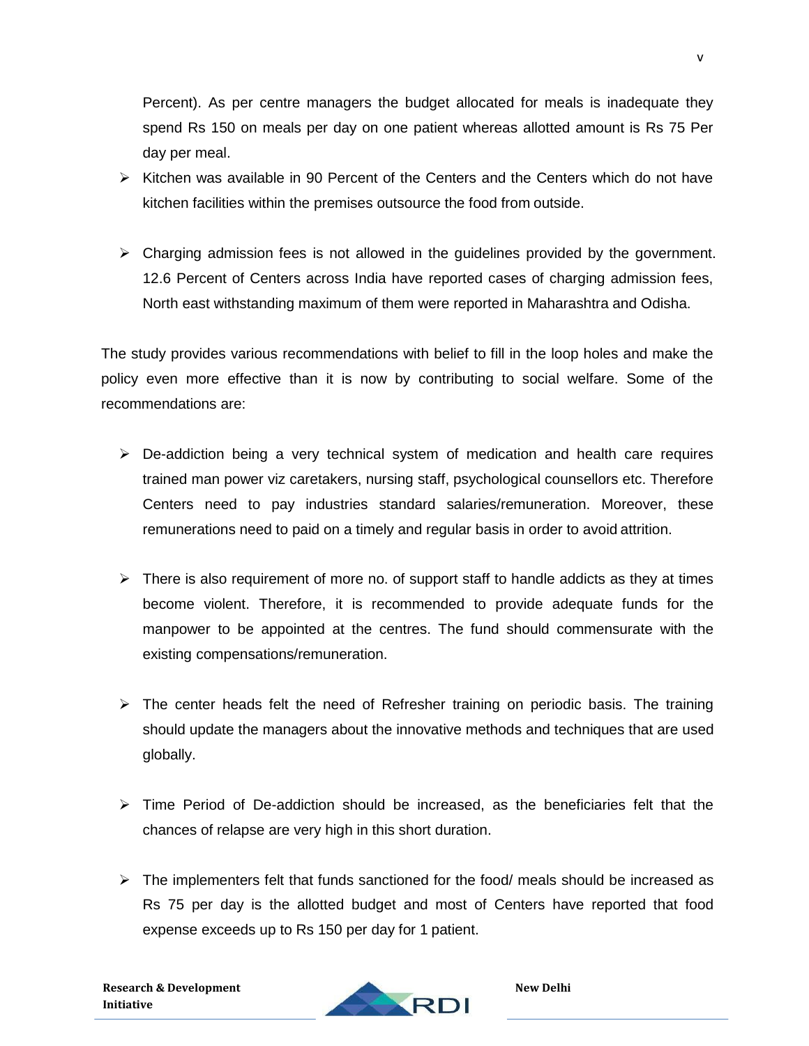Percent). As per centre managers the budget allocated for meals is inadequate they spend Rs 150 on meals per day on one patient whereas allotted amount is Rs 75 Per day per meal.

- Kitchen was available in 90 Percent of the Centers and the Centers which do not have kitchen facilities within the premises outsource the food from outside.

- Charging admission fees is not allowed in the guidelines provided by the government. 12.6 Percent of Centers across India have reported cases of charging admission fees, North east withstanding maximum of them were reported in Maharashtra and Odisha.

The study provides various recommendations with belief to fill in the loop holes and make the policy even more effective than it is now by contributing to social welfare. Some of the recommendations are:

- De-addiction being a very technical system of medication and health care requires trained man power viz caretakers, nursing staff, psychological counsellors etc. Therefore Centers need to pay industries standard salaries/remuneration. Moreover, these remunerations need to paid on a timely and regular basis in order to avoid attrition.

- There is also requirement of more no. of support staff to handle addicts as they at times become violent. Therefore, it is recommended to provide adequate funds for the manpower to be appointed at the centres. The fund should commensurate with the existing compensations/remuneration.

- The center heads felt the need of Refresher training on periodic basis. The training should update the managers about the innovative methods and techniques that are used globally.

- Time Period of De-addiction should be increased, as the beneficiaries felt that the chances of relapse are very high in this short duration.

- The implementers felt that funds sanctioned for the food/ meals should be increased as Rs 75 per day is the allotted budget and most of Centers have reported that food expense exceeds up to Rs 150 per day for 1 patient.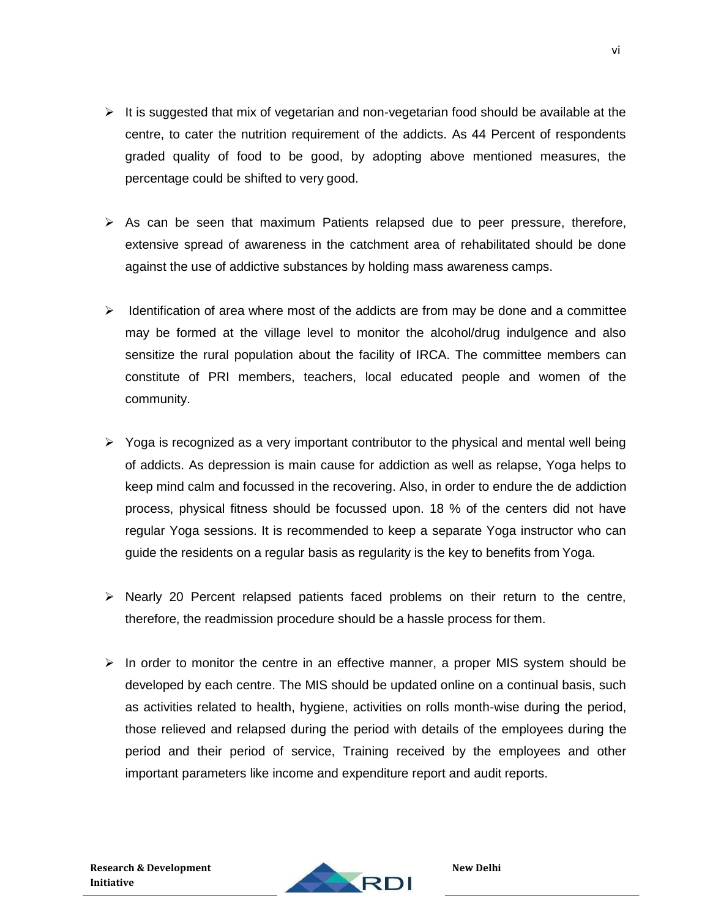- It is suggested that mix of vegetarian and non-vegetarian food should be available at the centre, to cater the nutrition requirement of the addicts. As 44 Percent of respondents graded quality of food to be good, by adopting above mentioned measures, the percentage could be shifted to very good.

- As can be seen that maximum Patients relapsed due to peer pressure, therefore, extensive spread of awareness in the catchment area of rehabilitated should be done against the use of addictive substances by holding mass awareness camps.

- Identification of area where most of the addicts are from may be done and a committee may be formed at the village level to monitor the alcohol/drug indulgence and also sensitize the rural population about the facility of IRCA. The committee members can constitute of PRI members, teachers, local educated people and women of the community.

- Yoga is recognized as a very important contributor to the physical and mental well being of addicts. As depression is main cause for addiction as well as relapse, Yoga helps to keep mind calm and focussed in the recovering. Also, in order to endure the de addiction process, physical fitness should be focussed upon. 18 % of the centers did not have regular Yoga sessions. It is recommended to keep a separate Yoga instructor who can guide the residents on a regular basis as regularity is the key to benefits from Yoga.

- Nearly 20 Percent relapsed patients faced problems on their return to the centre, therefore, the readmission procedure should be a hassle process for them.

- In order to monitor the centre in an effective manner, a proper MIS system should be developed by each centre. The MIS should be updated online on a continual basis, such as activities related to health, hygiene, activities on rolls month-wise during the period, those relieved and relapsed during the period with details of the employees during the period and their period of service, Training received by the employees and other important parameters like income and expenditure report and audit reports.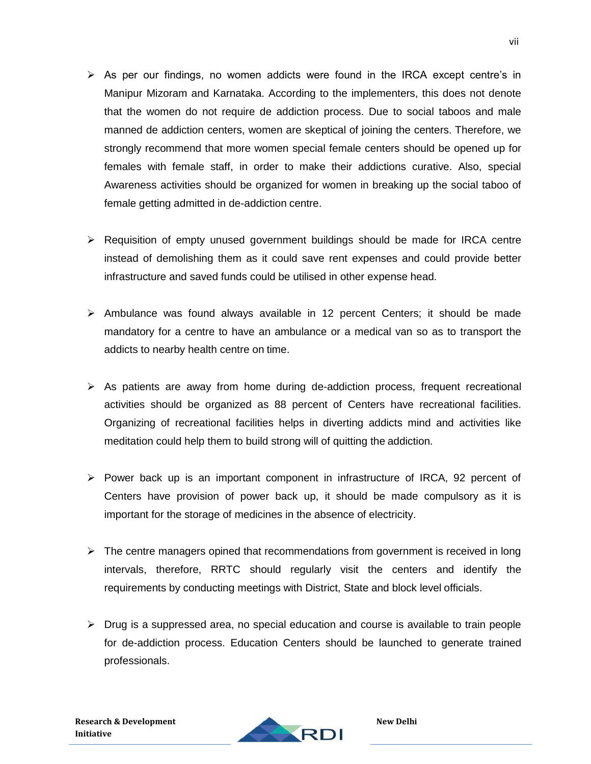- As per our findings, no women addicts were found in the IRCA except centre's in Manipur Mizoram and Karnataka. According to the implementers, this does not denote that the women do not require de addiction process. Due to social taboos and male manned de addiction centers, women are skeptical of joining the centers. Therefore, we strongly recommend that more women special female centers should be opened up for females with female staff, in order to make their addictions curative. Also, special Awareness activities should be organized for women in breaking up the social taboo of female getting admitted in de-addiction centre.

- Requisition of empty unused government buildings should be made for IRCA centre instead of demolishing them as it could save rent expenses and could provide better infrastructure and saved funds could be utilised in other expense head.

- Ambulance was found always available in 12 percent Centers; it should be made mandatory for a centre to have an ambulance or a medical van so as to transport the addicts to nearby health centre on time.

- As patients are away from home during de-addiction process, frequent recreational activities should be organized as 88 percent of Centers have recreational facilities. Organizing of recreational facilities helps in diverting addicts mind and activities like meditation could help them to build strong will of quitting the addiction.

- Power back up is an important component in infrastructure of IRCA, 92 percent of Centers have provision of power back up, it should be made compulsory as it is important for the storage of medicines in the absence of electricity.

- The centre managers opined that recommendations from government is received in long intervals, therefore, RRTC should regularly visit the centers and identify the requirements by conducting meetings with District, State and block level officials.

- Drug is a suppressed area, no special education and course is available to train people for de-addiction process. Education Centers should be launched to generate trained professionals.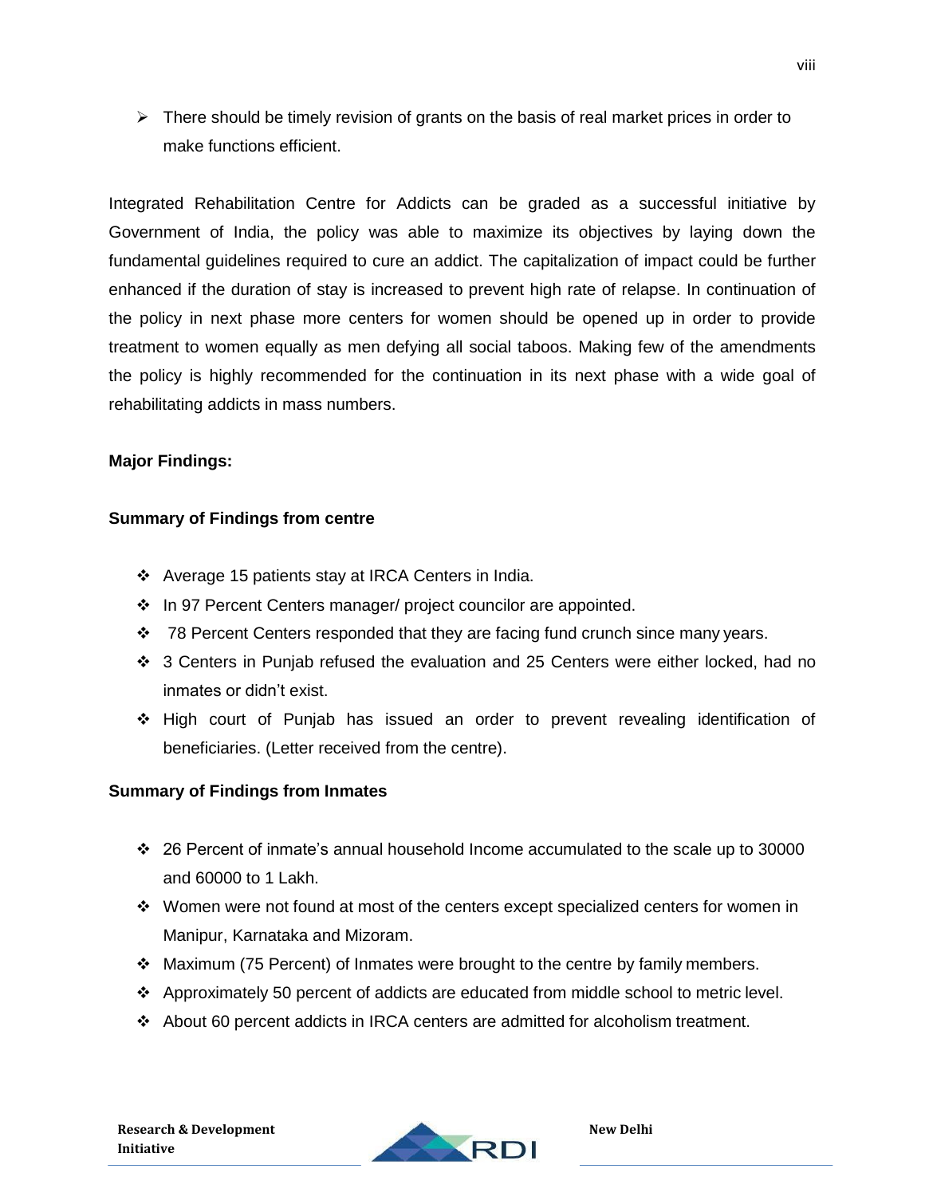- There should be timely revision of grants on the basis of real market prices in order to make functions efficient.

Integrated Rehabilitation Centre for Addicts can be graded as a successful initiative by Government of India, the policy was able to maximize its objectives by laying down the fundamental guidelines required to cure an addict. The capitalization of impact could be further enhanced if the duration of stay is increased to prevent high rate of relapse. In continuation of the policy in next phase more centers for women should be opened up in order to provide treatment to women equally as men defying all social taboos. Making few of the amendments the policy is highly recommended for the continuation in its next phase with a wide goal of rehabilitating addicts in mass numbers.

**Major Findings:**

**Summary of Findings from centre**

- Average 15 patients stay at IRCA Centers in India.
- In 97 Percent Centers manager/ project councilor are appointed.
- 78 Percent Centers responded that they are facing fund crunch since many years.
- 3 Centers in Punjab refused the evaluation and 25 Centers were either locked, had no inmates or didn't exist.
- High court of Punjab has issued an order to prevent revealing identification of beneficiaries. (Letter received from the centre).

**Summary of Findings from Inmates**

- 26 Percent of inmate's annual household Income accumulated to the scale up to 30000 and 60000 to 1 Lakh.
- Women were not found at most of the centers except specialized centers for women in Manipur, Karnataka and Mizoram.
- Maximum (75 Percent) of Inmates were brought to the centre by family members.
- Approximately 50 percent of addicts are educated from middle school to metric level.
- About 60 percent addicts in IRCA centers are admitted for alcoholism treatment.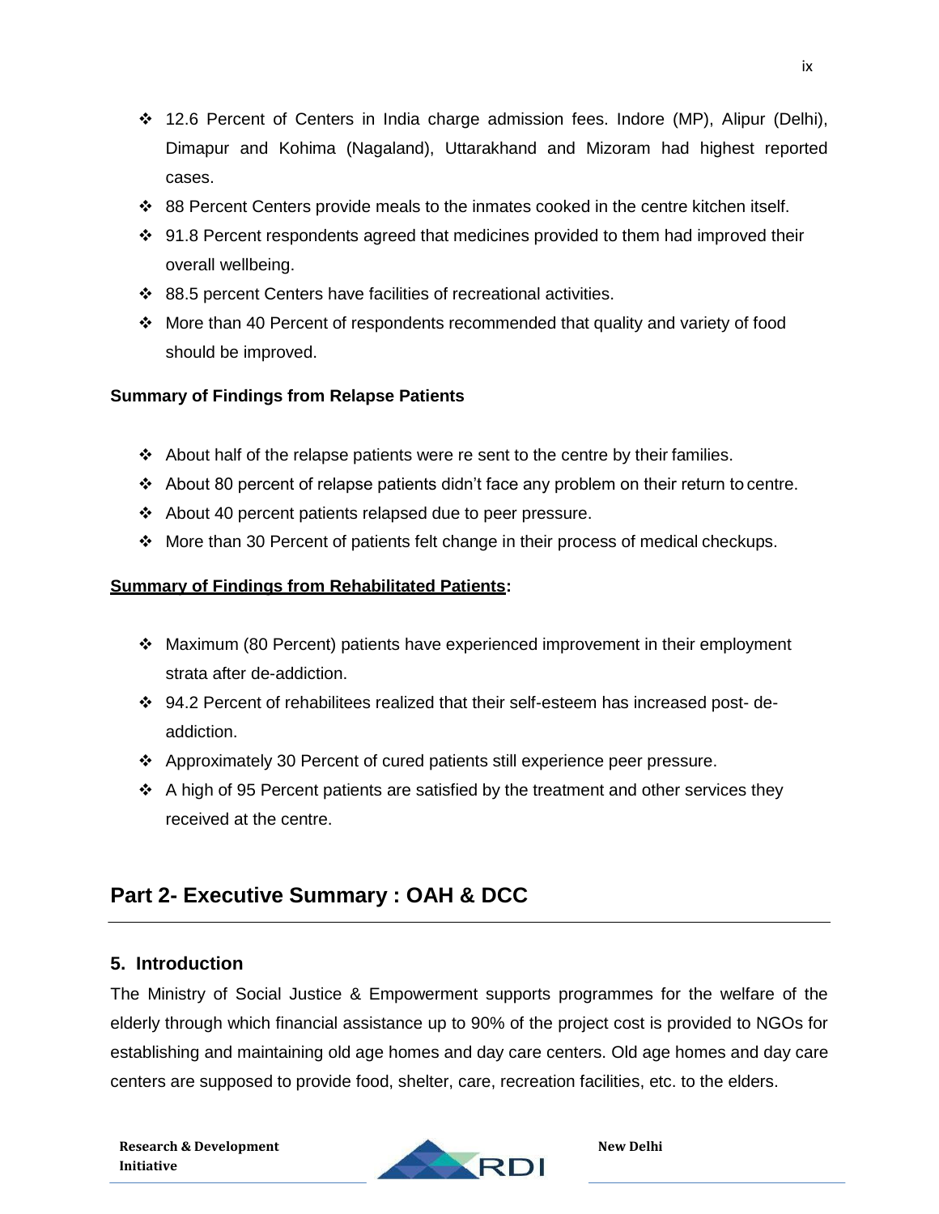- 12.6 Percent of Centers in India charge admission fees. Indore (MP), Alipur (Delhi), Dimapur and Kohima (Nagaland), Uttarakhand and Mizoram had highest reported cases.
- 88 Percent Centers provide meals to the inmates cooked in the centre kitchen itself.
- 91.8 Percent respondents agreed that medicines provided to them had improved their overall wellbeing.
- 88.5 percent Centers have facilities of recreational activities.
- More than 40 Percent of respondents recommended that quality and variety of food should be improved.

**Summary of Findings from Relapse Patients**

- About half of the relapse patients were re sent to the centre by their families.
- About 80 percent of relapse patients didn't face any problem on their return to centre.
- About 40 percent patients relapsed due to peer pressure.
- More than 30 Percent of patients felt change in their process of medical checkups.

**Summary of Findings from Rehabilitated Patients:**

- Maximum (80 Percent) patients have experienced improvement in their employment strata after de-addiction.
- 94.2 Percent of rehabilitees realized that their self-esteem has increased post- de-addiction.
- Approximately 30 Percent of cured patients still experience peer pressure.
- A high of 95 Percent patients are satisfied by the treatment and other services they received at the centre.

## Part 2- Executive Summary : OAH & DCC

### 5. Introduction

The Ministry of Social Justice & Empowerment supports programmes for the welfare of the elderly through which financial assistance up to 90% of the project cost is provided to NGOs for establishing and maintaining old age homes and day care centers. Old age homes and day care centers are supposed to provide food, shelter, care, recreation facilities, etc. to the elders.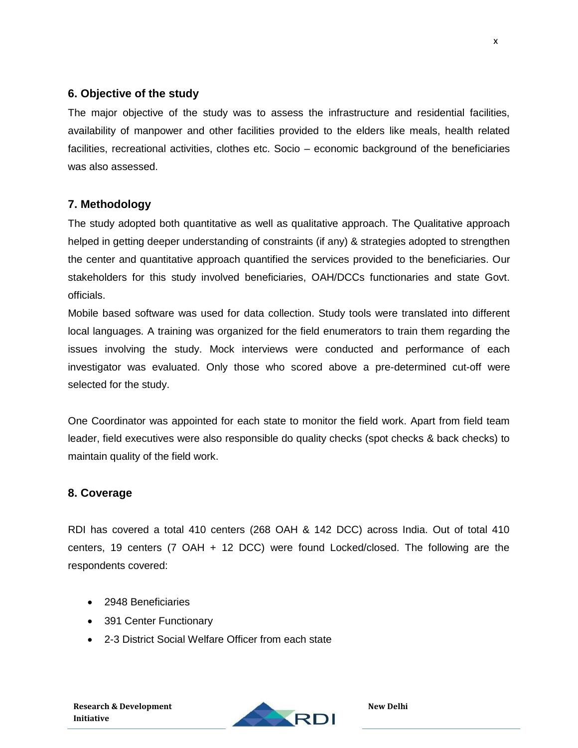## 6. Objective of the study

The major objective of the study was to assess the infrastructure and residential facilities, availability of manpower and other facilities provided to the elders like meals, health related facilities, recreational activities, clothes etc. Socio – economic background of the beneficiaries was also assessed.

## 7. Methodology

The study adopted both quantitative as well as qualitative approach. The Qualitative approach helped in getting deeper understanding of constraints (if any) & strategies adopted to strengthen the center and quantitative approach quantified the services provided to the beneficiaries. Our stakeholders for this study involved beneficiaries, OAH/DCCs functionaries and state Govt. officials.

Mobile based software was used for data collection. Study tools were translated into different local languages. A training was organized for the field enumerators to train them regarding the issues involving the study. Mock interviews were conducted and performance of each investigator was evaluated. Only those who scored above a pre-determined cut-off were selected for the study.

One Coordinator was appointed for each state to monitor the field work. Apart from field team leader, field executives were also responsible do quality checks (spot checks & back checks) to maintain quality of the field work.

## 8. Coverage

RDI has covered a total 410 centers (268 OAH & 142 DCC) across India. Out of total 410 centers, 19 centers (7 OAH + 12 DCC) were found Locked/closed. The following are the respondents covered:

- 2948 Beneficiaries
- 391 Center Functionary
- 2-3 District Social Welfare Officer from each state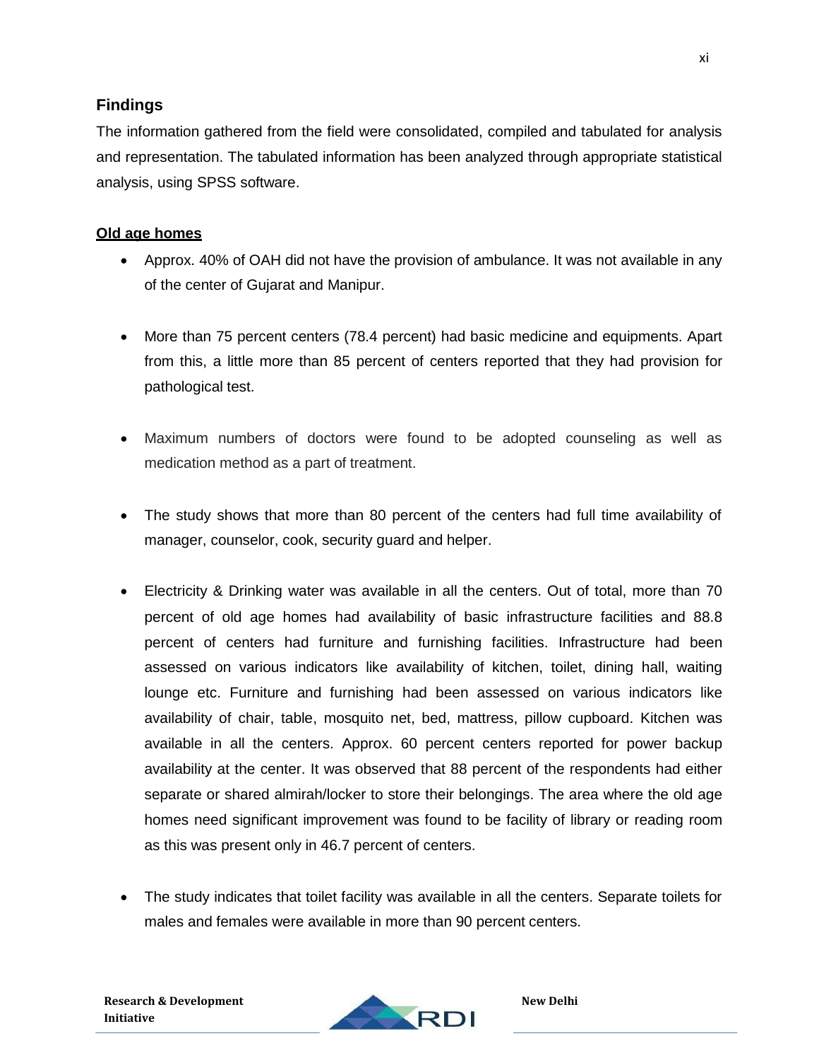## Findings

The information gathered from the field were consolidated, compiled and tabulated for analysis and representation. The tabulated information has been analyzed through appropriate statistical analysis, using SPSS software.

### Old age homes

- Approx. 40% of OAH did not have the provision of ambulance. It was not available in any of the center of Gujarat and Manipur.
- More than 75 percent centers (78.4 percent) had basic medicine and equipments. Apart from this, a little more than 85 percent of centers reported that they had provision for pathological test.
- Maximum numbers of doctors were found to be adopted counseling as well as medication method as a part of treatment.
- The study shows that more than 80 percent of the centers had full time availability of manager, counselor, cook, security guard and helper.
- Electricity & Drinking water was available in all the centers. Out of total, more than 70 percent of old age homes had availability of basic infrastructure facilities and 88.8 percent of centers had furniture and furnishing facilities. Infrastructure had been assessed on various indicators like availability of kitchen, toilet, dining hall, waiting lounge etc. Furniture and furnishing had been assessed on various indicators like availability of chair, table, mosquito net, bed, mattress, pillow cupboard. Kitchen was available in all the centers. Approx. 60 percent centers reported for power backup availability at the center. It was observed that 88 percent of the respondents had either separate or shared almirah/locker to store their belongings. The area where the old age homes need significant improvement was found to be facility of library or reading room as this was present only in 46.7 percent of centers.
- The study indicates that toilet facility was available in all the centers. Separate toilets for males and females were available in more than 90 percent centers.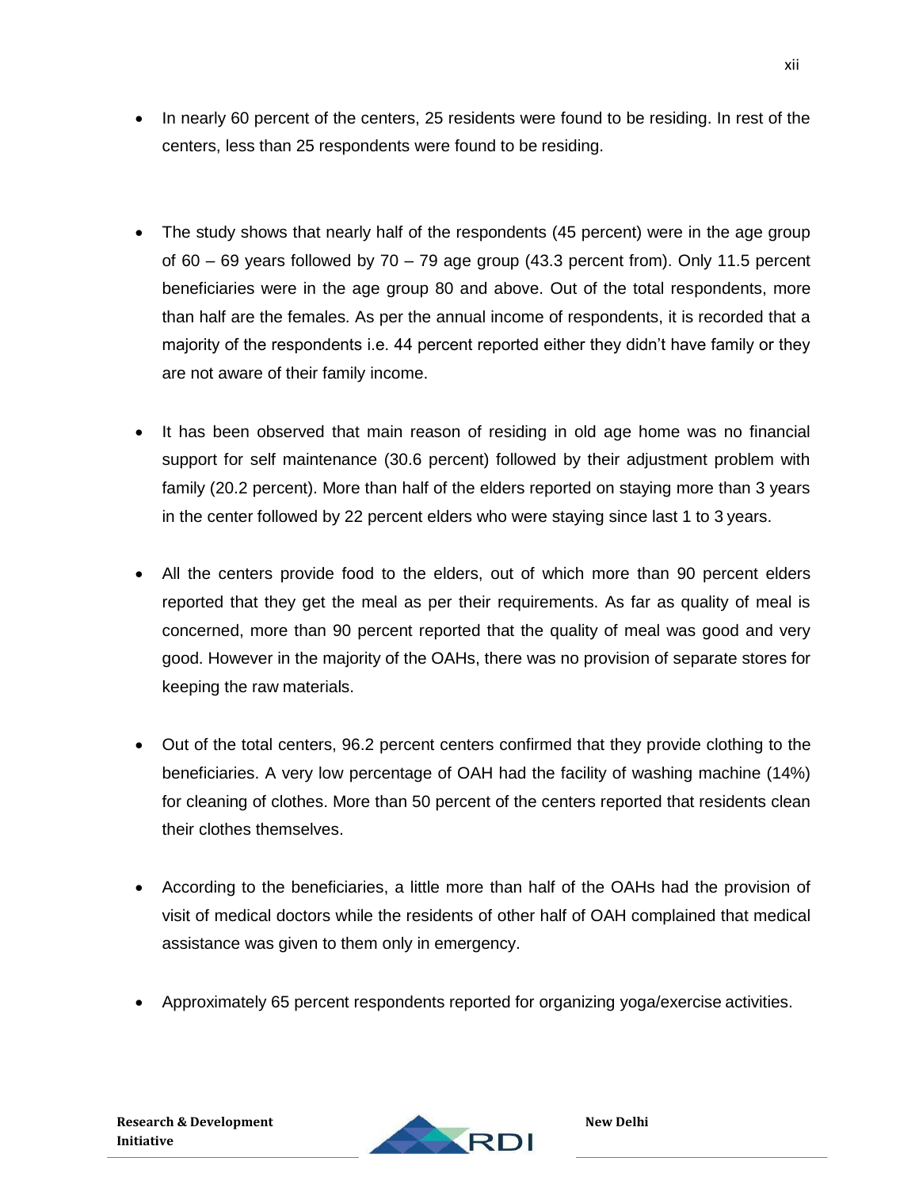- In nearly 60 percent of the centers, 25 residents were found to be residing. In rest of the centers, less than 25 respondents were found to be residing.

- The study shows that nearly half of the respondents (45 percent) were in the age group of 60 – 69 years followed by 70 – 79 age group (43.3 percent from). Only 11.5 percent beneficiaries were in the age group 80 and above. Out of the total respondents, more than half are the females. As per the annual income of respondents, it is recorded that a majority of the respondents i.e. 44 percent reported either they didn't have family or they are not aware of their family income.

- It has been observed that main reason of residing in old age home was no financial support for self maintenance (30.6 percent) followed by their adjustment problem with family (20.2 percent). More than half of the elders reported on staying more than 3 years in the center followed by 22 percent elders who were staying since last 1 to 3 years.

- All the centers provide food to the elders, out of which more than 90 percent elders reported that they get the meal as per their requirements. As far as quality of meal is concerned, more than 90 percent reported that the quality of meal was good and very good. However in the majority of the OAHs, there was no provision of separate stores for keeping the raw materials.

- Out of the total centers, 96.2 percent centers confirmed that they provide clothing to the beneficiaries. A very low percentage of OAH had the facility of washing machine (14%) for cleaning of clothes. More than 50 percent of the centers reported that residents clean their clothes themselves.

- According to the beneficiaries, a little more than half of the OAHs had the provision of visit of medical doctors while the residents of other half of OAH complained that medical assistance was given to them only in emergency.

- Approximately 65 percent respondents reported for organizing yoga/exercise activities.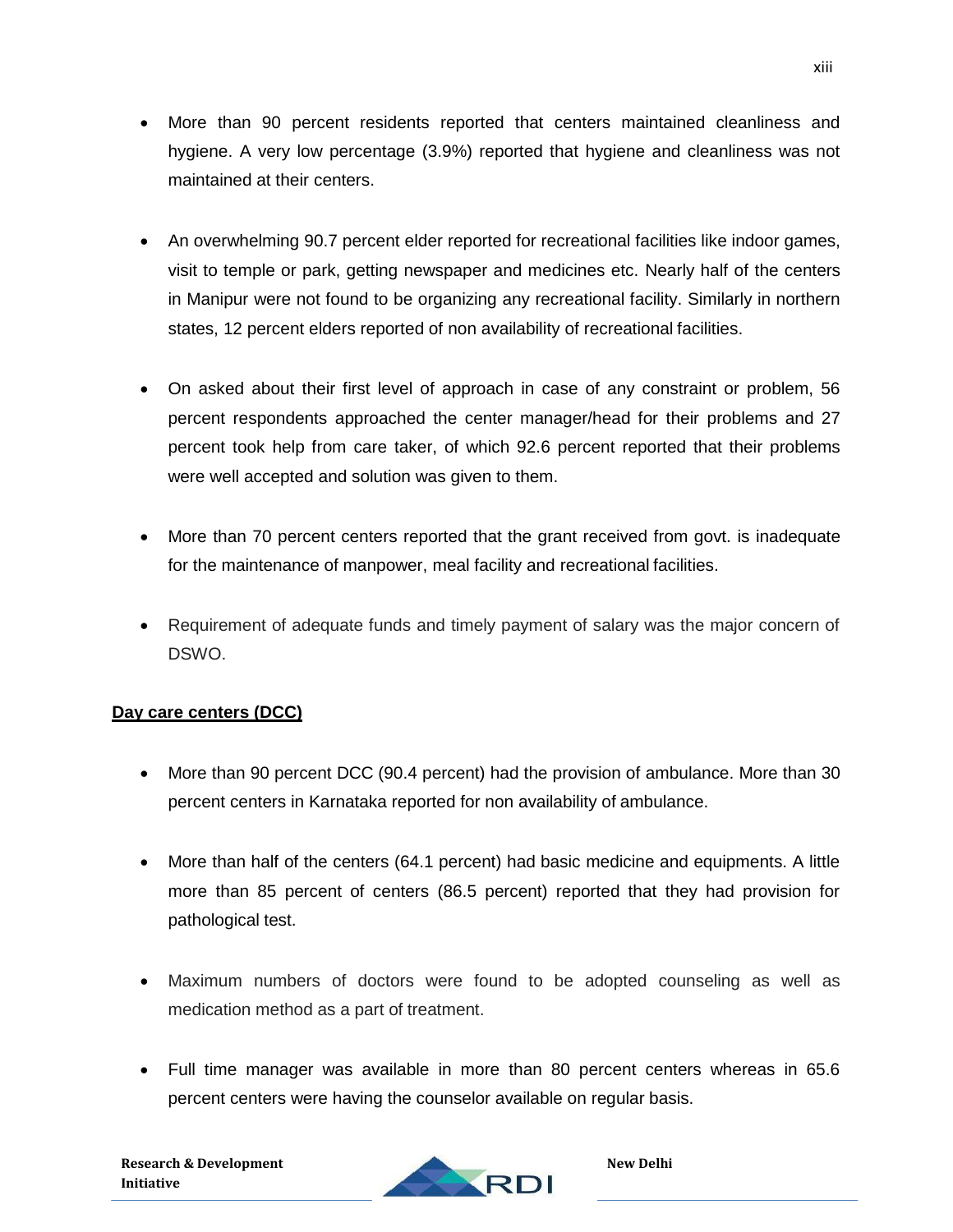- More than 90 percent residents reported that centers maintained cleanliness and hygiene. A very low percentage (3.9%) reported that hygiene and cleanliness was not maintained at their centers.

- An overwhelming 90.7 percent elder reported for recreational facilities like indoor games, visit to temple or park, getting newspaper and medicines etc. Nearly half of the centers in Manipur were not found to be organizing any recreational facility. Similarly in northern states, 12 percent elders reported of non availability of recreational facilities.

- On asked about their first level of approach in case of any constraint or problem, 56 percent respondents approached the center manager/head for their problems and 27 percent took help from care taker, of which 92.6 percent reported that their problems were well accepted and solution was given to them.

- More than 70 percent centers reported that the grant received from govt. is inadequate for the maintenance of manpower, meal facility and recreational facilities.

- Requirement of adequate funds and timely payment of salary was the major concern of DSWO.

**Day care centers (DCC)**

- More than 90 percent DCC (90.4 percent) had the provision of ambulance. More than 30 percent centers in Karnataka reported for non availability of ambulance.

- More than half of the centers (64.1 percent) had basic medicine and equipments. A little more than 85 percent of centers (86.5 percent) reported that they had provision for pathological test.

- Maximum numbers of doctors were found to be adopted counseling as well as medication method as a part of treatment.

- Full time manager was available in more than 80 percent centers whereas in 65.6 percent centers were having the counselor available on regular basis.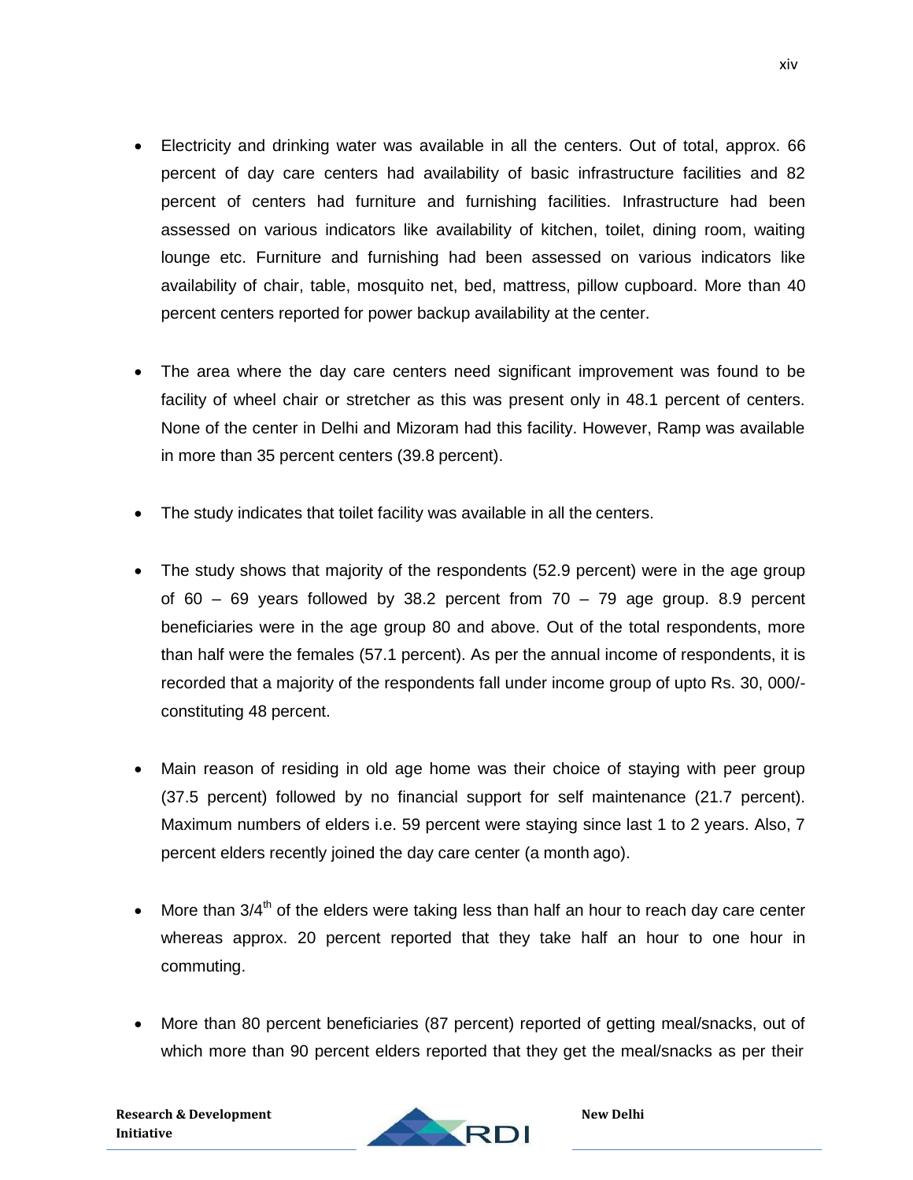- Electricity and drinking water was available in all the centers. Out of total, approx. 66 percent of day care centers had availability of basic infrastructure facilities and 82 percent of centers had furniture and furnishing facilities. Infrastructure had been assessed on various indicators like availability of kitchen, toilet, dining room, waiting lounge etc. Furniture and furnishing had been assessed on various indicators like availability of chair, table, mosquito net, bed, mattress, pillow cupboard. More than 40 percent centers reported for power backup availability at the center.

- The area where the day care centers need significant improvement was found to be facility of wheel chair or stretcher as this was present only in 48.1 percent of centers. None of the center in Delhi and Mizoram had this facility. However, Ramp was available in more than 35 percent centers (39.8 percent).

- The study indicates that toilet facility was available in all the centers.

- The study shows that majority of the respondents (52.9 percent) were in the age group of 60 – 69 years followed by 38.2 percent from 70 – 79 age group. 8.9 percent beneficiaries were in the age group 80 and above. Out of the total respondents, more than half were the females (57.1 percent). As per the annual income of respondents, it is recorded that a majority of the respondents fall under income group of upto Rs. 30, 000/- constituting 48 percent.

- Main reason of residing in old age home was their choice of staying with peer group (37.5 percent) followed by no financial support for self maintenance (21.7 percent). Maximum numbers of elders i.e. 59 percent were staying since last 1 to 2 years. Also, 7 percent elders recently joined the day care center (a month ago).

- More than 3/4th of the elders were taking less than half an hour to reach day care center whereas approx. 20 percent reported that they take half an hour to one hour in commuting.

- More than 80 percent beneficiaries (87 percent) reported of getting meal/snacks, out of which more than 90 percent elders reported that they get the meal/snacks as per their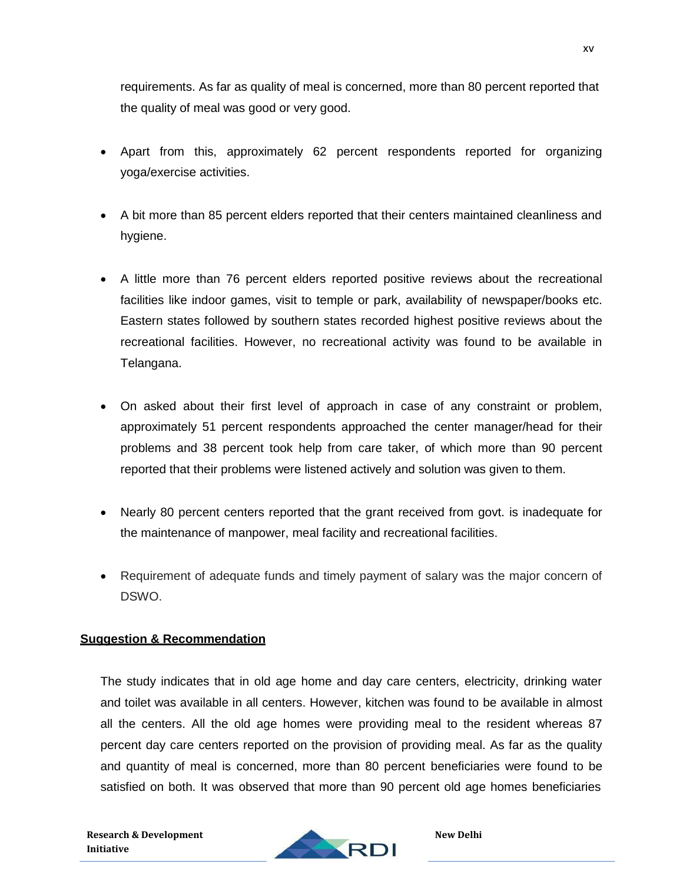requirements. As far as quality of meal is concerned, more than 80 percent reported that the quality of meal was good or very good.

- Apart from this, approximately 62 percent respondents reported for organizing yoga/exercise activities.

- A bit more than 85 percent elders reported that their centers maintained cleanliness and hygiene.

- A little more than 76 percent elders reported positive reviews about the recreational facilities like indoor games, visit to temple or park, availability of newspaper/books etc. Eastern states followed by southern states recorded highest positive reviews about the recreational facilities. However, no recreational activity was found to be available in Telangana.

- On asked about their first level of approach in case of any constraint or problem, approximately 51 percent respondents approached the center manager/head for their problems and 38 percent took help from care taker, of which more than 90 percent reported that their problems were listened actively and solution was given to them.

- Nearly 80 percent centers reported that the grant received from govt. is inadequate for the maintenance of manpower, meal facility and recreational facilities.

- Requirement of adequate funds and timely payment of salary was the major concern of DSWO.

## Suggestion & Recommendation

The study indicates that in old age home and day care centers, electricity, drinking water and toilet was available in all centers. However, kitchen was found to be available in almost all the centers. All the old age homes were providing meal to the resident whereas 87 percent day care centers reported on the provision of providing meal. As far as the quality and quantity of meal is concerned, more than 80 percent beneficiaries were found to be satisfied on both. It was observed that more than 90 percent old age homes beneficiaries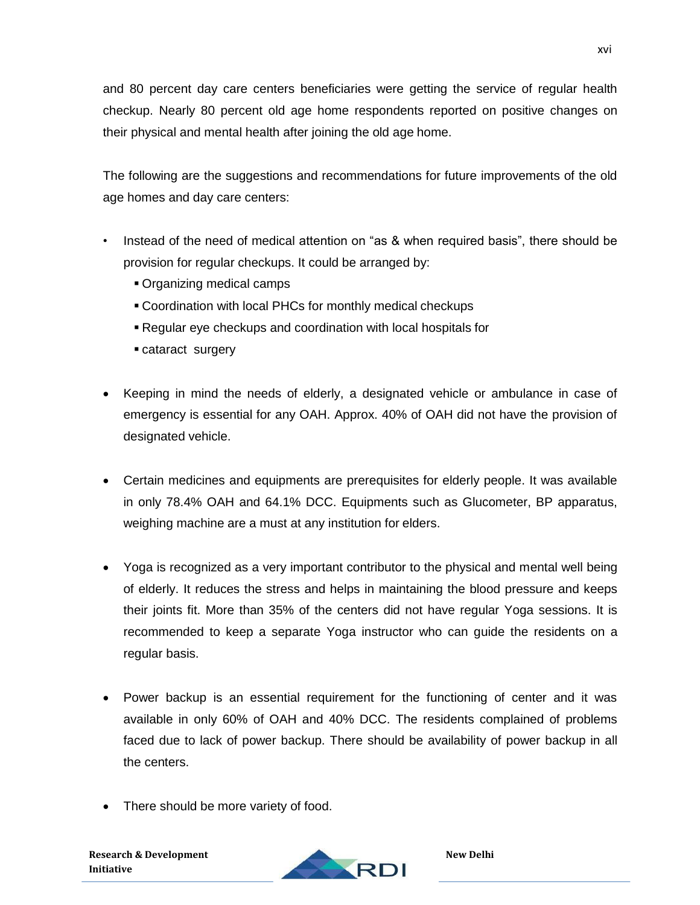and 80 percent day care centers beneficiaries were getting the service of regular health checkup. Nearly 80 percent old age home respondents reported on positive changes on their physical and mental health after joining the old age home.

The following are the suggestions and recommendations for future improvements of the old age homes and day care centers:

- Instead of the need of medical attention on "as & when required basis", there should be provision for regular checkups. It could be arranged by:
  - Organizing medical camps
  - Coordination with local PHCs for monthly medical checkups
  - Regular eye checkups and coordination with local hospitals for
  - cataract surgery

- Keeping in mind the needs of elderly, a designated vehicle or ambulance in case of emergency is essential for any OAH. Approx. 40% of OAH did not have the provision of designated vehicle.

- Certain medicines and equipments are prerequisites for elderly people. It was available in only 78.4% OAH and 64.1% DCC. Equipments such as Glucometer, BP apparatus, weighing machine are a must at any institution for elders.

- Yoga is recognized as a very important contributor to the physical and mental well being of elderly. It reduces the stress and helps in maintaining the blood pressure and keeps their joints fit. More than 35% of the centers did not have regular Yoga sessions. It is recommended to keep a separate Yoga instructor who can guide the residents on a regular basis.

- Power backup is an essential requirement for the functioning of center and it was available in only 60% of OAH and 40% DCC. The residents complained of problems faced due to lack of power backup. There should be availability of power backup in all the centers.

- There should be more variety of food.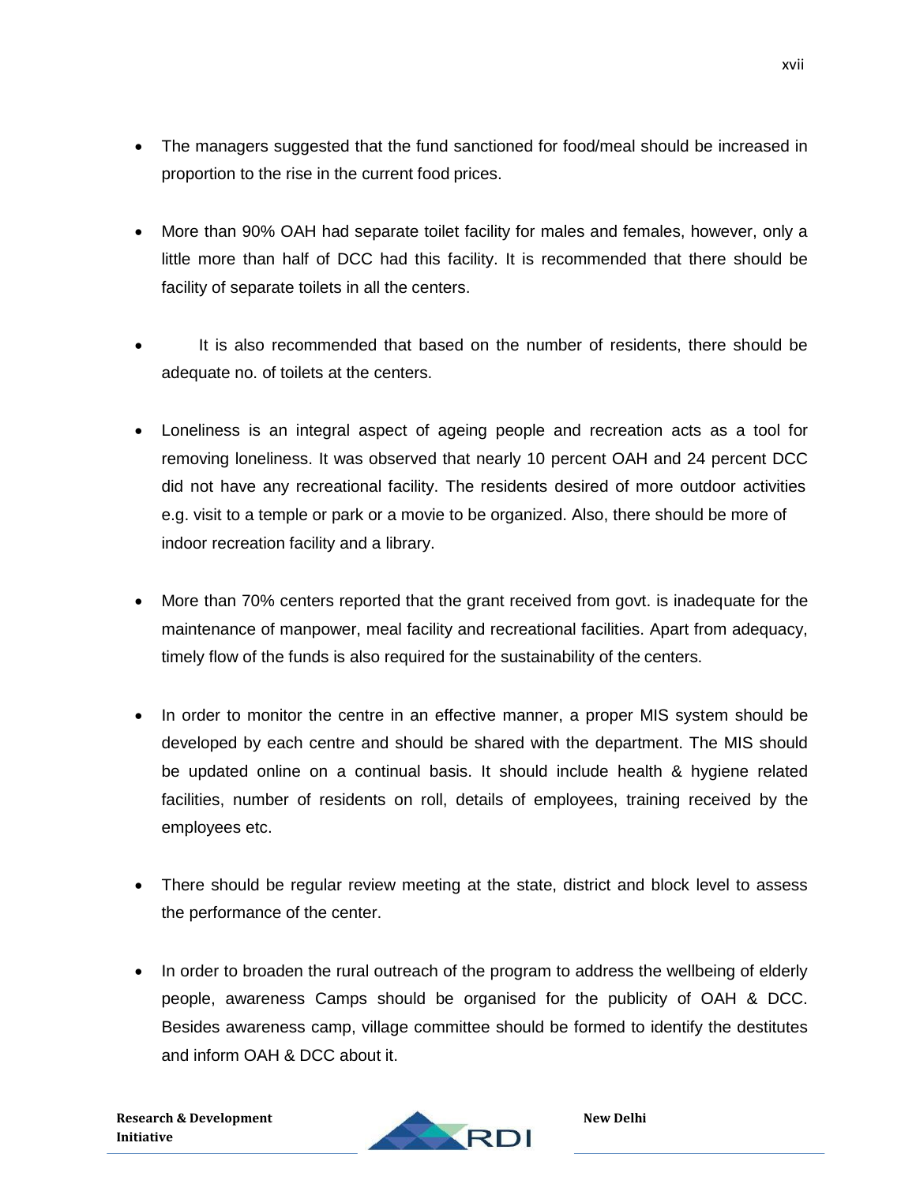- The managers suggested that the fund sanctioned for food/meal should be increased in proportion to the rise in the current food prices.

- More than 90% OAH had separate toilet facility for males and females, however, only a little more than half of DCC had this facility. It is recommended that there should be facility of separate toilets in all the centers.

- It is also recommended that based on the number of residents, there should be adequate no. of toilets at the centers.

- Loneliness is an integral aspect of ageing people and recreation acts as a tool for removing loneliness. It was observed that nearly 10 percent OAH and 24 percent DCC did not have any recreational facility. The residents desired of more outdoor activities e.g. visit to a temple or park or a movie to be organized. Also, there should be more of indoor recreation facility and a library.

- More than 70% centers reported that the grant received from govt. is inadequate for the maintenance of manpower, meal facility and recreational facilities. Apart from adequacy, timely flow of the funds is also required for the sustainability of the centers.

- In order to monitor the centre in an effective manner, a proper MIS system should be developed by each centre and should be shared with the department. The MIS should be updated online on a continual basis. It should include health & hygiene related facilities, number of residents on roll, details of employees, training received by the employees etc.

- There should be regular review meeting at the state, district and block level to assess the performance of the center.

- In order to broaden the rural outreach of the program to address the wellbeing of elderly people, awareness Camps should be organised for the publicity of OAH & DCC. Besides awareness camp, village committee should be formed to identify the destitutes and inform OAH & DCC about it.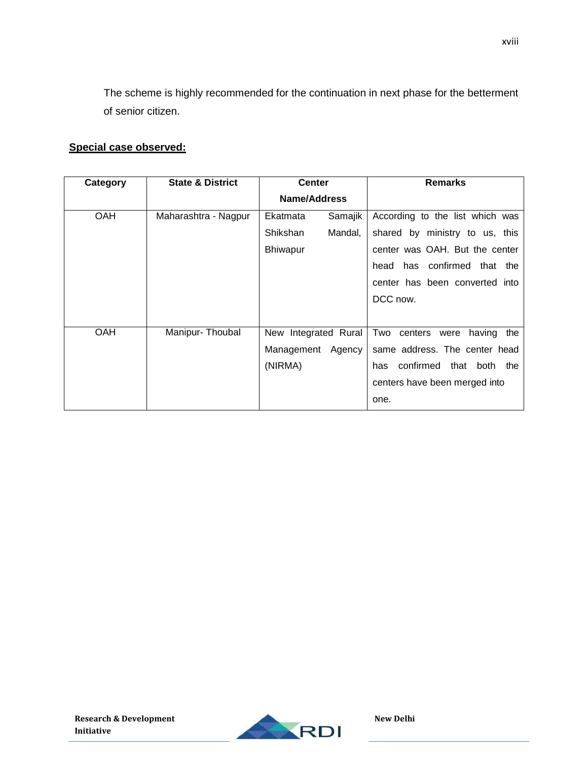The scheme is highly recommended for the continuation in next phase for the betterment of senior citizen.

**Special case observed:**

| Category | State & District | Center Name/Address | Remarks |
|---|---|---|---|
| OAH | Maharashtra - Nagpur | Ekatmata Samajik Shikshan Mandal, Bhiwapur | According to the list which was shared by ministry to us, this center was OAH. But the center head has confirmed that the center has been converted into DCC now. |
| OAH | Manipur- Thoubal | New Integrated Rural Management Agency (NIRMA) | Two centers were having the same address. The center head has confirmed that both the centers have been merged into one. |